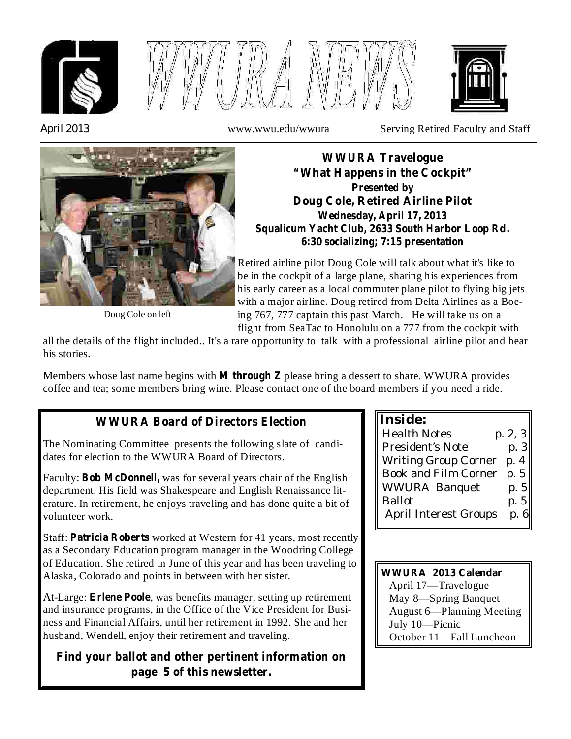# WWURA NEWS

April 2013 www.wwu.edu/wwura Serving Retired Faculty and Staff

Doug Cole on left

## WWURA Travelogue
### "What Happens in the Cockpit"

**Presented by**

**Doug Cole, Retired Airline Pilot**

**Wednesday, April 17, 2013**

**Squalicum Yacht Club, 2633 South Harbor Loop Rd.**

**6:30 socializing; 7:15 presentation**

Retired airline pilot Doug Cole will talk about what it's like to be in the cockpit of a large plane, sharing his experiences from his early career as a local commuter plane pilot to flying big jets with a major airline. Doug retired from Delta Airlines as a Boeing 767, 777 captain this past March. He will take us on a flight from SeaTac to Honolulu on a 777 from the cockpit with all the details of the flight included.. It's a rare opportunity to talk with a professional airline pilot and hear his stories.

Members whose last name begins with **M through Z** please bring a dessert to share. WWURA provides coffee and tea; some members bring wine. Please contact one of the board members if you need a ride.

## WWURA Board of Directors Election

The Nominating Committee presents the following slate of candidates for election to the WWURA Board of Directors.

Faculty: **Bob McDonnell,** was for several years chair of the English department. His field was Shakespeare and English Renaissance literature. In retirement, he enjoys traveling and has done quite a bit of volunteer work.

Staff: **Patricia Roberts** worked at Western for 41 years, most recently as a Secondary Education program manager in the Woodring College of Education. She retired in June of this year and has been traveling to Alaska, Colorado and points in between with her sister.

At-Large: **Erlene Poole**, was benefits manager, setting up retirement and insurance programs, in the Office of the Vice President for Business and Financial Affairs, until her retirement in 1992. She and her husband, Wendell, enjoy their retirement and traveling.

**Find your ballot and other pertinent information on page 5 of this newsletter.**

**Inside:**

| | |
|---|---|
| Health Notes | p. 2, 3 |
| President's Note | p. 3 |
| Writing Group Corner | p. 4 |
| Book and Film Corner | p. 5 |
| WWURA Banquet | p. 5 |
| Ballot | p. 5 |
| April Interest Groups | p. 6 |

**WWURA 2013 Calendar**

- April 17—Travelogue
- May 8—Spring Banquet
- August 6—Planning Meeting
- July 10—Picnic
- October 11—Fall Luncheon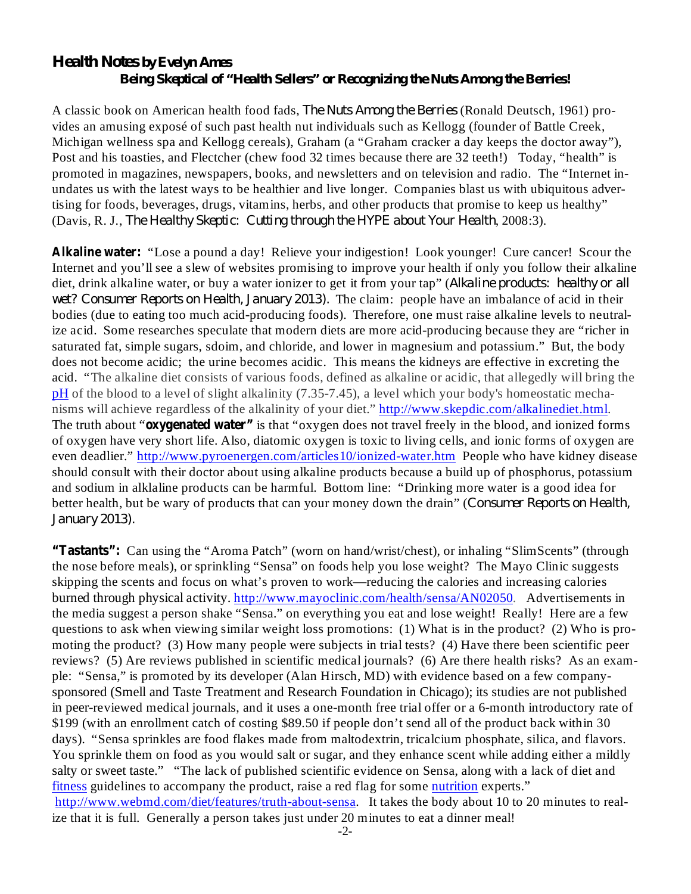## Health Notes by Evelyn Ames

### Being Skeptical of "Health Sellers" or Recognizing the Nuts Among the Berries!

A classic book on American health food fads, *The Nuts Among the Berries* (Ronald Deutsch, 1961) provides an amusing exposé of such past health nut individuals such as Kellogg (founder of Battle Creek, Michigan wellness spa and Kellogg cereals), Graham (a "Graham cracker a day keeps the doctor away"), Post and his toasties, and Flectcher (chew food 32 times because there are 32 teeth!) Today, "health" is promoted in magazines, newspapers, books, and newsletters and on television and radio. The "Internet inundates us with the latest ways to be healthier and live longer. Companies blast us with ubiquitous advertising for foods, beverages, drugs, vitamins, herbs, and other products that promise to keep us healthy" (Davis, R. J., *The Healthy Skeptic: Cutting through the HYPE about Your Health*, 2008:3).

**Alkaline water:** "Lose a pound a day! Relieve your indigestion! Look younger! Cure cancer! Scour the Internet and you'll see a slew of websites promising to improve your health if only you follow their alkaline diet, drink alkaline water, or buy a water ionizer to get it from your tap" (*Alkaline products: healthy or all wet? Consumer Reports on Health, January 2013*). The claim: people have an imbalance of acid in their bodies (due to eating too much acid-producing foods). Therefore, one must raise alkaline levels to neutralize acid. Some researches speculate that modern diets are more acid-producing because they are "richer in saturated fat, simple sugars, sdoim, and chloride, and lower in magnesium and potassium." But, the body does not become acidic; the urine becomes acidic. This means the kidneys are effective in excreting the acid. "The alkaline diet consists of various foods, defined as alkaline or acidic, that allegedly will bring the pH of the blood to a level of slight alkalinity (7.35-7.45), a level which your body's homeostatic mechanisms will achieve regardless of the alkalinity of your diet." http://www.skepdic.com/alkalinediet.html. The truth about "**oxygenated water"** is that "oxygen does not travel freely in the blood, and ionized forms of oxygen have very short life. Also, diatomic oxygen is toxic to living cells, and ionic forms of oxygen are even deadlier." http://www.pyroenergen.com/articles10/ionized-water.htm People who have kidney disease should consult with their doctor about using alkaline products because a build up of phosphorus, potassium and sodium in alklaline products can be harmful. Bottom line: "Drinking more water is a good idea for better health, but be wary of products that can your money down the drain" (*Consumer Reports on Health, January 2013*).

**"Tastants":** Can using the "Aroma Patch" (worn on hand/wrist/chest), or inhaling "SlimScents" (through the nose before meals), or sprinkling "Sensa" on foods help you lose weight? The Mayo Clinic suggests skipping the scents and focus on what's proven to work—reducing the calories and increasing calories burned through physical activity. http://www.mayoclinic.com/health/sensa/AN02050. Advertisements in the media suggest a person shake "Sensa." on everything you eat and lose weight! Really! Here are a few questions to ask when viewing similar weight loss promotions: (1) What is in the product? (2) Who is promoting the product? (3) How many people were subjects in trial tests? (4) Have there been scientific peer reviews? (5) Are reviews published in scientific medical journals? (6) Are there health risks? As an example: "Sensa," is promoted by its developer (Alan Hirsch, MD) with evidence based on a few company-sponsored (Smell and Taste Treatment and Research Foundation in Chicago); its studies are not published in peer-reviewed medical journals, and it uses a one-month free trial offer or a 6-month introductory rate of \$199 (with an enrollment catch of costing \$89.50 if people don't send all of the product back within 30 days). "Sensa sprinkles are food flakes made from maltodextrin, tricalcium phosphate, silica, and flavors. You sprinkle them on food as you would salt or sugar, and they enhance scent while adding either a mildly salty or sweet taste." "The lack of published scientific evidence on Sensa, along with a lack of diet and fitness guidelines to accompany the product, raise a red flag for some nutrition experts." http://www.webmd.com/diet/features/truth-about-sensa. It takes the body about 10 to 20 minutes to realize that it is full. Generally a person takes just under 20 minutes to eat a dinner meal!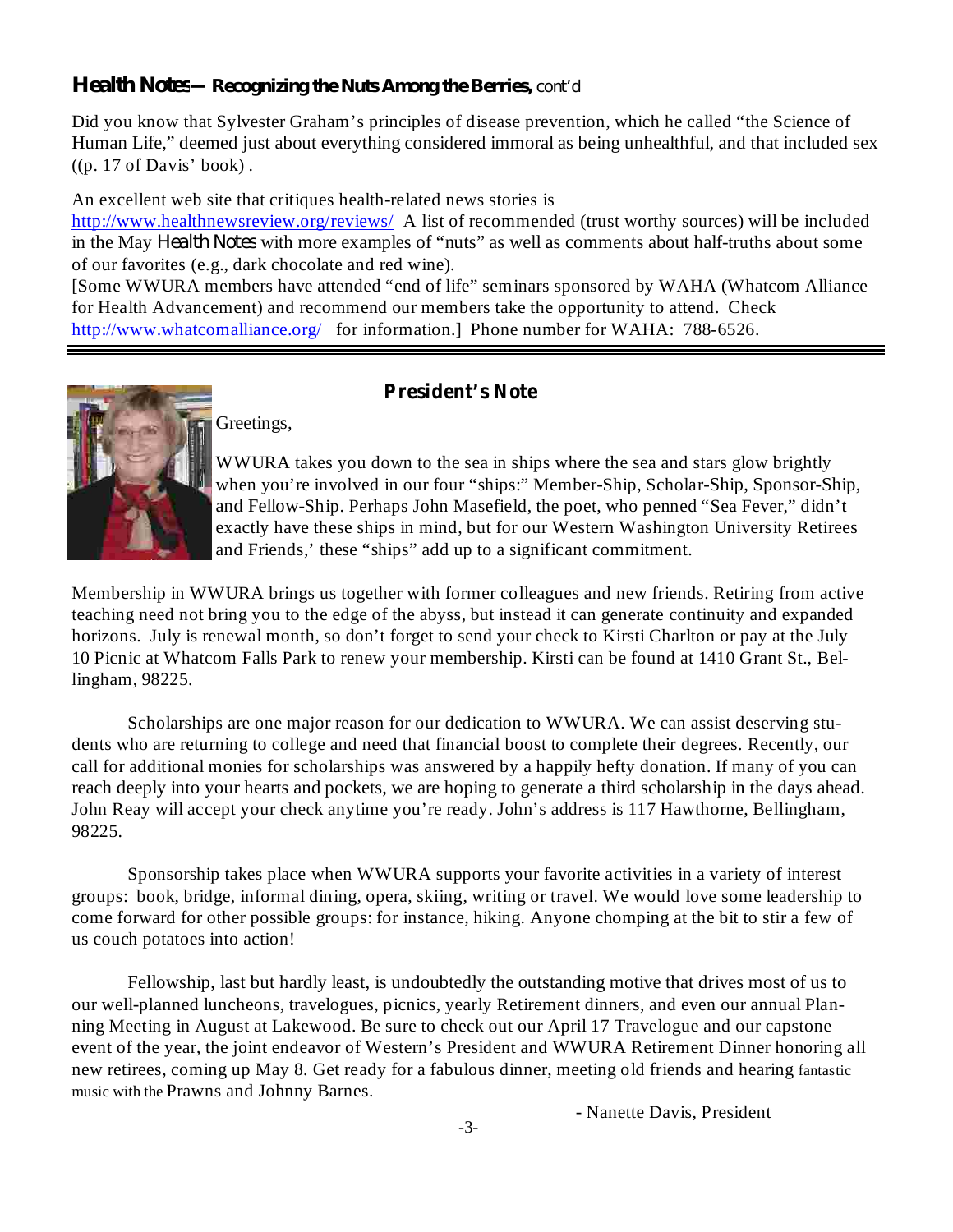## *Health Notes* — Recognizing the Nuts Among the Berries, cont'd

Did you know that Sylvester Graham's principles of disease prevention, which he called "the Science of Human Life," deemed just about everything considered immoral as being unhealthful, and that included sex ((p. 17 of Davis' book) .

An excellent web site that critiques health-related news stories is http://www.healthnewsreview.org/reviews/ A list of recommended (trust worthy sources) will be included in the May *Health Notes* with more examples of "nuts" as well as comments about half-truths about some of our favorites (e.g., dark chocolate and red wine).

[Some WWURA members have attended "end of life" seminars sponsored by WAHA (Whatcom Alliance for Health Advancement) and recommend our members take the opportunity to attend. Check http://www.whatcomalliance.org/ for information.] Phone number for WAHA: 788-6526.

---

## President's Note

Greetings,

WWURA takes you down to the sea in ships where the sea and stars glow brightly when you're involved in our four "ships:" Member-Ship, Scholar-Ship, Sponsor-Ship, and Fellow-Ship. Perhaps John Masefield, the poet, who penned "Sea Fever," didn't exactly have these ships in mind, but for our Western Washington University Retirees and Friends,' these "ships" add up to a significant commitment.

Membership in WWURA brings us together with former colleagues and new friends. Retiring from active teaching need not bring you to the edge of the abyss, but instead it can generate continuity and expanded horizons. July is renewal month, so don't forget to send your check to Kirsti Charlton or pay at the July 10 Picnic at Whatcom Falls Park to renew your membership. Kirsti can be found at 1410 Grant St., Bellingham, 98225.

Scholarships are one major reason for our dedication to WWURA. We can assist deserving students who are returning to college and need that financial boost to complete their degrees. Recently, our call for additional monies for scholarships was answered by a happily hefty donation. If many of you can reach deeply into your hearts and pockets, we are hoping to generate a third scholarship in the days ahead. John Reay will accept your check anytime you're ready. John's address is 117 Hawthorne, Bellingham, 98225.

Sponsorship takes place when WWURA supports your favorite activities in a variety of interest groups: book, bridge, informal dining, opera, skiing, writing or travel. We would love some leadership to come forward for other possible groups: for instance, hiking. Anyone chomping at the bit to stir a few of us couch potatoes into action!

Fellowship, last but hardly least, is undoubtedly the outstanding motive that drives most of us to our well-planned luncheons, travelogues, picnics, yearly Retirement dinners, and even our annual Planning Meeting in August at Lakewood. Be sure to check out our April 17 Travelogue and our capstone event of the year, the joint endeavor of Western's President and WWURA Retirement Dinner honoring all new retirees, coming up May 8. Get ready for a fabulous dinner, meeting old friends and hearing fantastic music with the Prawns and Johnny Barnes.

- Nanette Davis, President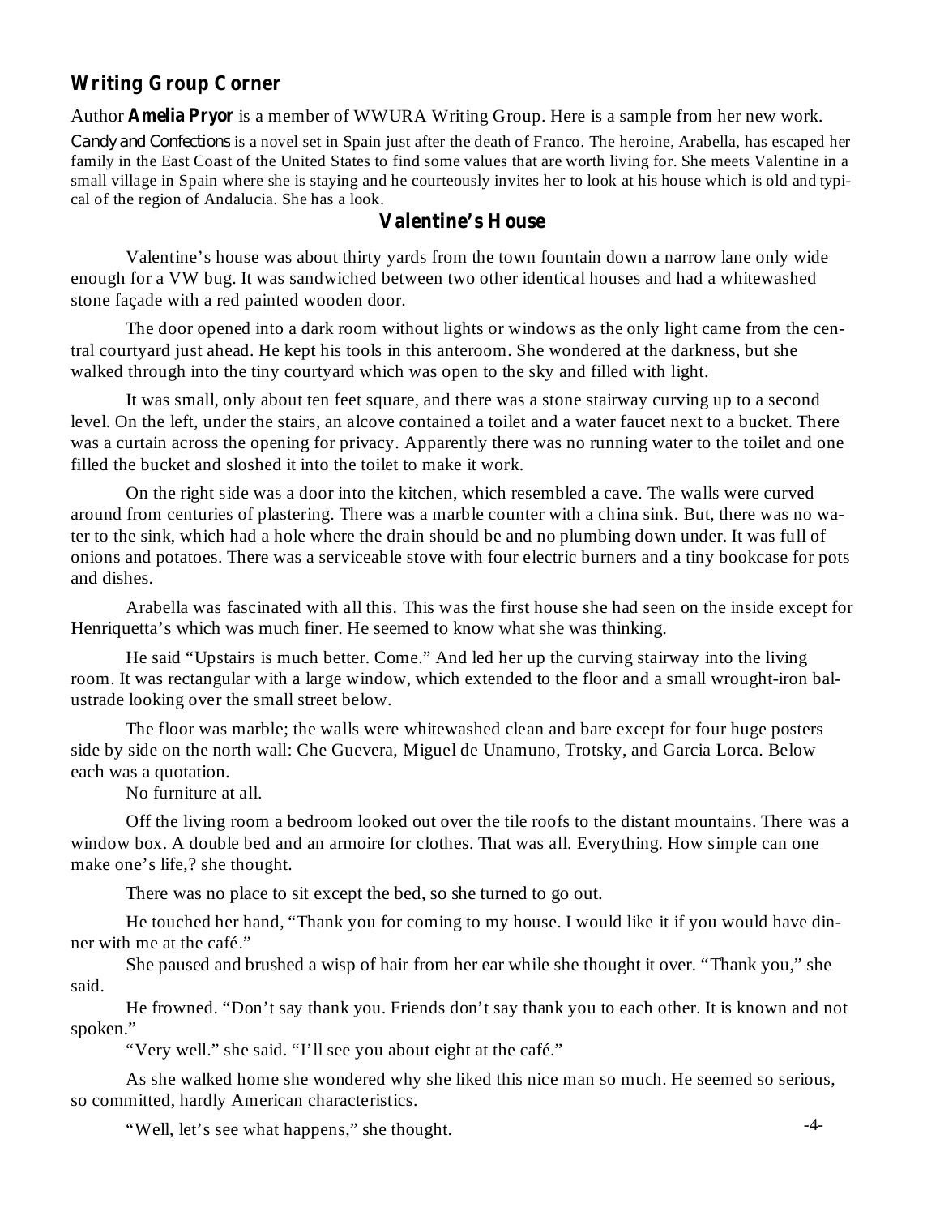## Writing Group Corner

Author **Amelia Pryor** is a member of WWURA Writing Group. Here is a sample from her new work.

*Candy and Confections* is a novel set in Spain just after the death of Franco. The heroine, Arabella, has escaped her family in the East Coast of the United States to find some values that are worth living for. She meets Valentine in a small village in Spain where she is staying and he courteously invites her to look at his house which is old and typical of the region of Andalucia. She has a look.

### Valentine's House

Valentine's house was about thirty yards from the town fountain down a narrow lane only wide enough for a VW bug. It was sandwiched between two other identical houses and had a whitewashed stone façade with a red painted wooden door.

The door opened into a dark room without lights or windows as the only light came from the central courtyard just ahead. He kept his tools in this anteroom. She wondered at the darkness, but she walked through into the tiny courtyard which was open to the sky and filled with light.

It was small, only about ten feet square, and there was a stone stairway curving up to a second level. On the left, under the stairs, an alcove contained a toilet and a water faucet next to a bucket. There was a curtain across the opening for privacy. Apparently there was no running water to the toilet and one filled the bucket and sloshed it into the toilet to make it work.

On the right side was a door into the kitchen, which resembled a cave. The walls were curved around from centuries of plastering. There was a marble counter with a china sink. But, there was no water to the sink, which had a hole where the drain should be and no plumbing down under. It was full of onions and potatoes. There was a serviceable stove with four electric burners and a tiny bookcase for pots and dishes.

Arabella was fascinated with all this. This was the first house she had seen on the inside except for Henriquetta's which was much finer. He seemed to know what she was thinking.

He said "Upstairs is much better. Come." And led her up the curving stairway into the living room. It was rectangular with a large window, which extended to the floor and a small wrought-iron balustrade looking over the small street below.

The floor was marble; the walls were whitewashed clean and bare except for four huge posters side by side on the north wall: Che Guevera, Miguel de Unamuno, Trotsky, and Garcia Lorca. Below each was a quotation.

No furniture at all.

Off the living room a bedroom looked out over the tile roofs to the distant mountains. There was a window box. A double bed and an armoire for clothes. That was all. Everything. How simple can one make one's life,? she thought.

There was no place to sit except the bed, so she turned to go out.

He touched her hand, "Thank you for coming to my house. I would like it if you would have dinner with me at the café."

She paused and brushed a wisp of hair from her ear while she thought it over. "Thank you," she said.

He frowned. "Don't say thank you. Friends don't say thank you to each other. It is known and not spoken."

"Very well." she said. "I'll see you about eight at the café."

As she walked home she wondered why she liked this nice man so much. He seemed so serious, so committed, hardly American characteristics.

"Well, let's see what happens," she thought.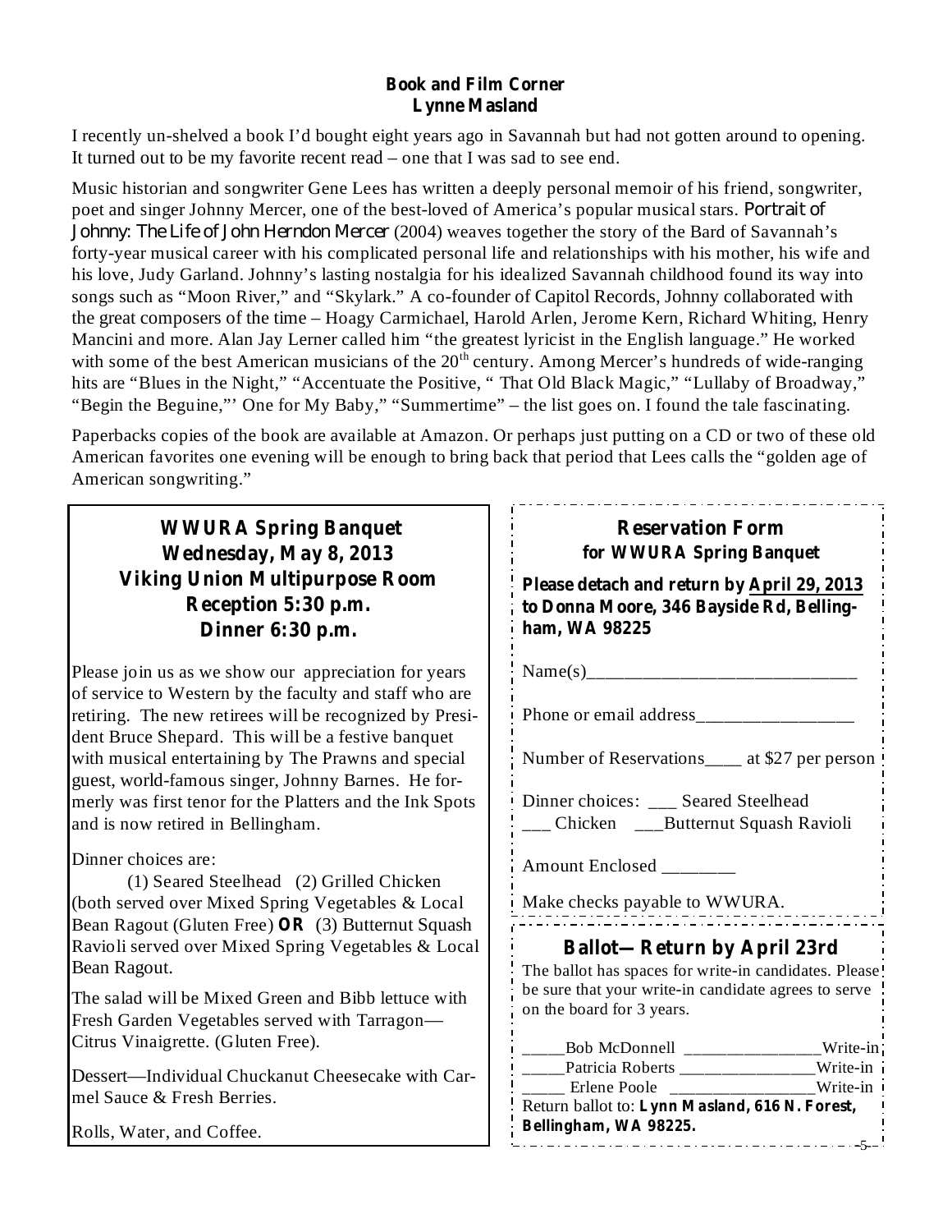## Book and Film Corner
### Lynne Masland

I recently un-shelved a book I'd bought eight years ago in Savannah but had not gotten around to opening. It turned out to be my favorite recent read – one that I was sad to see end.

Music historian and songwriter Gene Lees has written a deeply personal memoir of his friend, songwriter, poet and singer Johnny Mercer, one of the best-loved of America's popular musical stars. *Portrait of Johnny: The Life of John Herndon Mercer* (2004) weaves together the story of the Bard of Savannah's forty-year musical career with his complicated personal life and relationships with his mother, his wife and his love, Judy Garland. Johnny's lasting nostalgia for his idealized Savannah childhood found its way into songs such as "Moon River," and "Skylark." A co-founder of Capitol Records, Johnny collaborated with the great composers of the time – Hoagy Carmichael, Harold Arlen, Jerome Kern, Richard Whiting, Henry Mancini and more. Alan Jay Lerner called him "the greatest lyricist in the English language." He worked with some of the best American musicians of the 20th century. Among Mercer's hundreds of wide-ranging hits are "Blues in the Night," "Accentuate the Positive, " That Old Black Magic," "Lullaby of Broadway," "Begin the Beguine,"' One for My Baby," "Summertime" – the list goes on. I found the tale fascinating.

Paperbacks copies of the book are available at Amazon. Or perhaps just putting on a CD or two of these old American favorites one evening will be enough to bring back that period that Lees calls the "golden age of American songwriting."

## WWURA Spring Banquet
**Wednesday, May 8, 2013**
**Viking Union Multipurpose Room**
**Reception 5:30 p.m.**
**Dinner 6:30 p.m.**

Please join us as we show our appreciation for years of service to Western by the faculty and staff who are retiring. The new retirees will be recognized by President Bruce Shepard. This will be a festive banquet with musical entertaining by The Prawns and special guest, world-famous singer, Johnny Barnes. He formerly was first tenor for the Platters and the Ink Spots and is now retired in Bellingham.

Dinner choices are:
(1) Seared Steelhead (2) Grilled Chicken (both served over Mixed Spring Vegetables & Local Bean Ragout (Gluten Free) **OR** (3) Butternut Squash Ravioli served over Mixed Spring Vegetables & Local Bean Ragout.

The salad will be Mixed Green and Bibb lettuce with Fresh Garden Vegetables served with Tarragon—Citrus Vinaigrette. (Gluten Free).

Dessert—Individual Chuckanut Cheesecake with Carmel Sauce & Fresh Berries.

Rolls, Water, and Coffee.

## Reservation Form
**for WWURA Spring Banquet**

**Please detach and return by April 29, 2013 to Donna Moore, 346 Bayside Rd, Bellingham, WA 98225**

Name(s)_____________________________

Phone or email address_________________

Number of Reservations____ at $27 per person

Dinner choices: ___ Seared Steelhead
___ Chicken ___Butternut Squash Ravioli

Amount Enclosed ________

Make checks payable to WWURA.

## Ballot— Return by April 23rd

The ballot has spaces for write-in candidates. Please be sure that your write-in candidate agrees to serve on the board for 3 years.

_____Bob McDonnell _______________Write-in
_____Patricia Roberts _______________Write-in
_____ Erlene Poole ________________Write-in

Return ballot to: **Lynn Masland, 616 N. Forest, Bellingham, WA 98225.**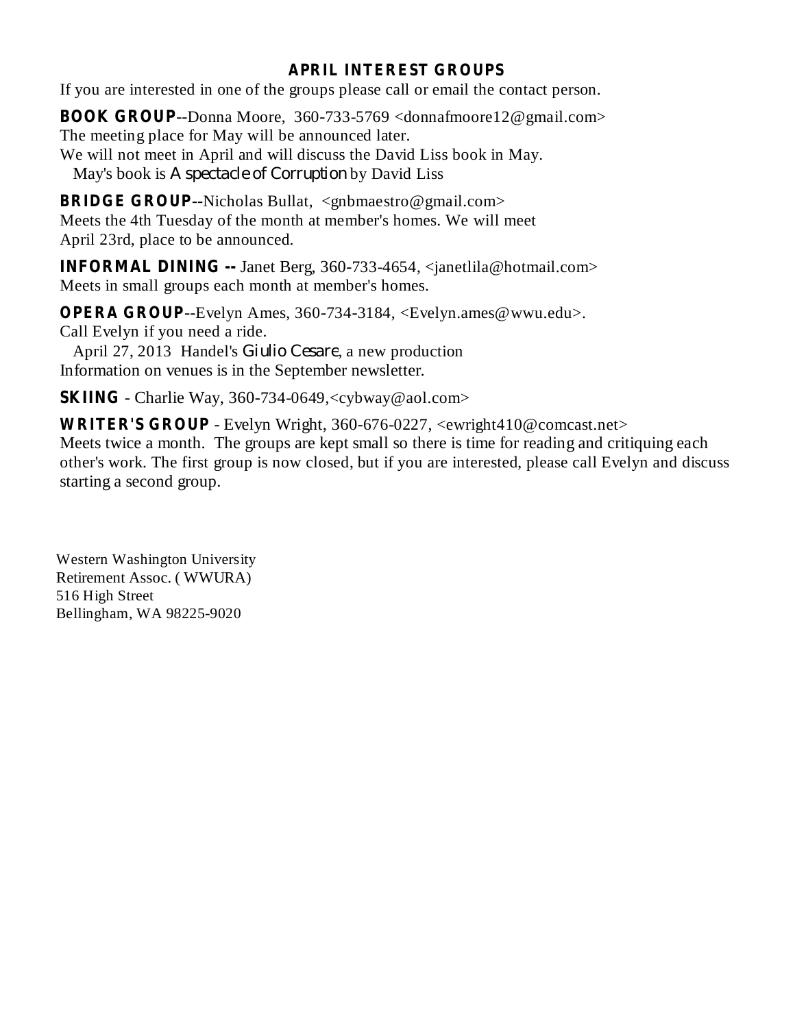## APRIL INTEREST GROUPS

If you are interested in one of the groups please call or email the contact person.

**BOOK GROUP**--Donna Moore, 360-733-5769 <donnafmoore12@gmail.com>
The meeting place for May will be announced later.
We will not meet in April and will discuss the David Liss book in May.
May's book is *A spectacle of Corruption* by David Liss

**BRIDGE GROUP**--Nicholas Bullat, <gnbmaestro@gmail.com>
Meets the 4th Tuesday of the month at member's homes. We will meet April 23rd, place to be announced.

**INFORMAL DINING --** Janet Berg, 360-733-4654, <janetlila@hotmail.com>
Meets in small groups each month at member's homes.

**OPERA GROUP**--Evelyn Ames, 360-734-3184, <Evelyn.ames@wwu.edu>.
Call Evelyn if you need a ride.
April 27, 2013 Handel's *Giulio Cesare*, a new production
Information on venues is in the September newsletter.

**SKIING** - Charlie Way, 360-734-0649,<cybway@aol.com>

**WRITER'S GROUP** - Evelyn Wright, 360-676-0227, <ewright410@comcast.net>
Meets twice a month. The groups are kept small so there is time for reading and critiquing each other's work. The first group is now closed, but if you are interested, please call Evelyn and discuss starting a second group.

Western Washington University
Retirement Assoc. ( WWURA)
516 High Street
Bellingham, WA 98225-9020